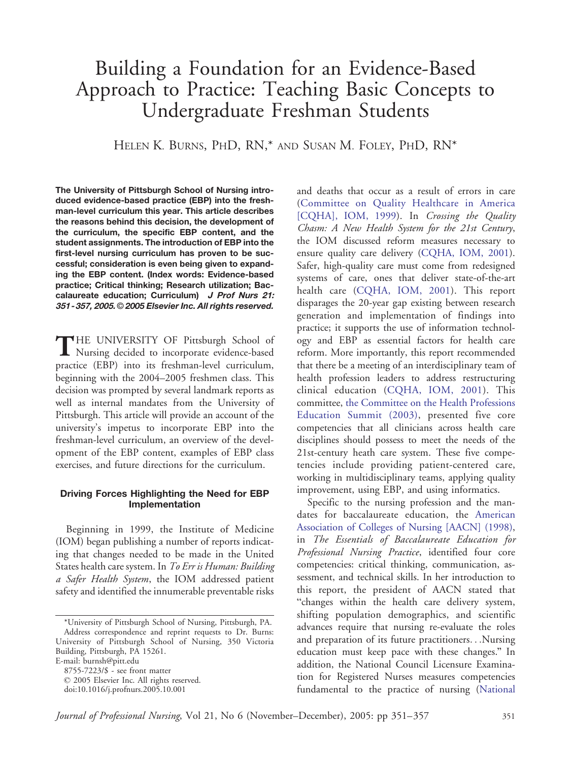# Building a Foundation for an Evidence-Based Approach to Practice: Teaching Basic Concepts to Undergraduate Freshman Students

HELEN K. BURNS, PHD, RN,* AND SUSAN M. FOLEY, PHD, RN*

**The University of Pittsburgh School of Nursing introduced evidence-based practice (EBP) into the freshman-level curriculum this year. This article describes the reasons behind this decision, the development of the curriculum, the specific EBP content, and the student assignments. The introduction of EBP into the first-level nursing curriculum has proven to be successful; consideration is even being given to expanding the EBP content. (Index words: Evidence-based practice; Critical thinking; Research utilization; Baccalaureate education; Curriculum) *J Prof Nurs 21: 351-357, 2005.* © 2005 Elsevier Inc. All rights reserved.**

THE UNIVERSITY OF Pittsburgh School of Nursing decided to incorporate evidence-based practice (EBP) into its freshman-level curriculum, beginning with the 2004–2005 freshmen class. This decision was prompted by several landmark reports as well as internal mandates from the University of Pittsburgh. This article will provide an account of the university's impetus to incorporate EBP into the freshman-level curriculum, an overview of the development of the EBP content, examples of EBP class exercises, and future directions for the curriculum.

### Driving Forces Highlighting the Need for EBP Implementation

Beginning in 1999, the Institute of Medicine (IOM) began publishing a number of reports indicating that changes needed to be made in the United States health care system. In *To Err is Human: Building a Safer Health System*, the IOM addressed patient safety and identified the innumerable preventable risks and deaths that occur as a result of errors in care (Committee on Quality Healthcare in America [CQHA], IOM, 1999). In *Crossing the Quality Chasm: A New Health System for the 21st Century*, the IOM discussed reform measures necessary to ensure quality care delivery (CQHA, IOM, 2001). Safer, high-quality care must come from redesigned systems of care, ones that deliver state-of-the-art health care (CQHA, IOM, 2001). This report disparages the 20-year gap existing between research generation and implementation of findings into practice; it supports the use of information technology and EBP as essential factors for health care reform. More importantly, this report recommended that there be a meeting of an interdisciplinary team of health profession leaders to address restructuring clinical education (CQHA, IOM, 2001). This committee, the Committee on the Health Professions Education Summit (2003), presented five core competencies that all clinicians across health care disciplines should possess to meet the needs of the 21st-century heath care system. These five competencies include providing patient-centered care, working in multidisciplinary teams, applying quality improvement, using EBP, and using informatics.

Specific to the nursing profession and the mandates for baccalaureate education, the American Association of Colleges of Nursing [AACN] (1998), in *The Essentials of Baccalaureate Education for Professional Nursing Practice*, identified four core competencies: critical thinking, communication, assessment, and technical skills. In her introduction to this report, the president of AACN stated that "changes within the health care delivery system, shifting population demographics, and scientific advances require that nursing re-evaluate the roles and preparation of its future practitioners. . .Nursing education must keep pace with these changes." In addition, the National Council Licensure Examination for Registered Nurses measures competencies fundamental to the practice of nursing (National

---

*University of Pittsburgh School of Nursing, Pittsburgh, PA.
Address correspondence and reprint requests to Dr. Burns: University of Pittsburgh School of Nursing, 350 Victoria Building, Pittsburgh, PA 15261.
E-mail: burnsh@pitt.edu
8755-7223/$ - see front matter
© 2005 Elsevier Inc. All rights reserved.
doi:10.1016/j.profnurs.2005.10.001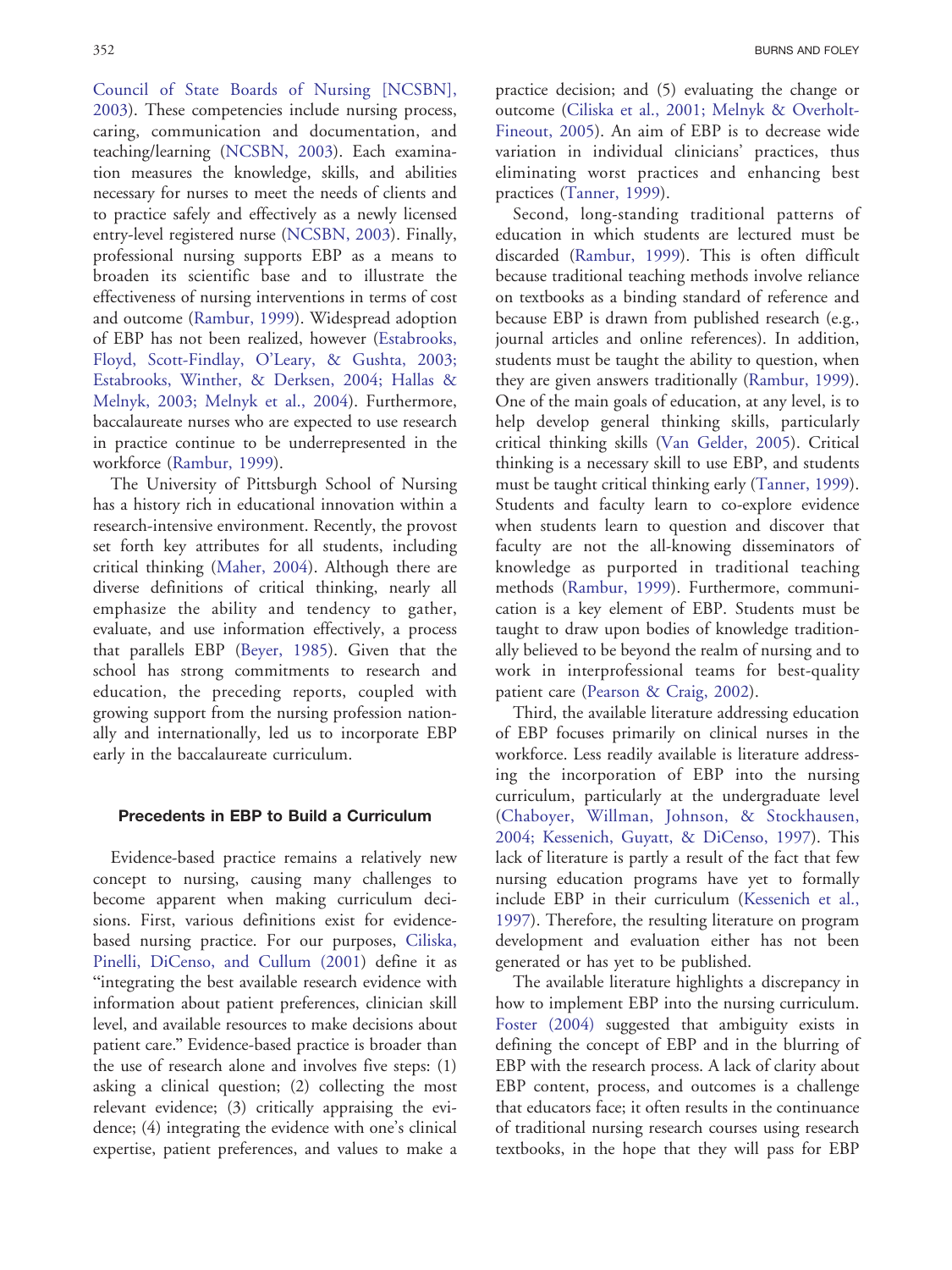Council of State Boards of Nursing [NCSBN], 2003). These competencies include nursing process, caring, communication and documentation, and teaching/learning (NCSBN, 2003). Each examination measures the knowledge, skills, and abilities necessary for nurses to meet the needs of clients and to practice safely and effectively as a newly licensed entry-level registered nurse (NCSBN, 2003). Finally, professional nursing supports EBP as a means to broaden its scientific base and to illustrate the effectiveness of nursing interventions in terms of cost and outcome (Rambur, 1999). Widespread adoption of EBP has not been realized, however (Estabrooks, Floyd, Scott-Findlay, O'Leary, & Gushta, 2003; Estabrooks, Winther, & Derksen, 2004; Hallas & Melnyk, 2003; Melnyk et al., 2004). Furthermore, baccalaureate nurses who are expected to use research in practice continue to be underrepresented in the workforce (Rambur, 1999).

The University of Pittsburgh School of Nursing has a history rich in educational innovation within a research-intensive environment. Recently, the provost set forth key attributes for all students, including critical thinking (Maher, 2004). Although there are diverse definitions of critical thinking, nearly all emphasize the ability and tendency to gather, evaluate, and use information effectively, a process that parallels EBP (Beyer, 1985). Given that the school has strong commitments to research and education, the preceding reports, coupled with growing support from the nursing profession nationally and internationally, led us to incorporate EBP early in the baccalaureate curriculum.

### Precedents in EBP to Build a Curriculum

Evidence-based practice remains a relatively new concept to nursing, causing many challenges to become apparent when making curriculum decisions. First, various definitions exist for evidence-based nursing practice. For our purposes, Ciliska, Pinelli, DiCenso, and Cullum (2001) define it as "integrating the best available research evidence with information about patient preferences, clinician skill level, and available resources to make decisions about patient care." Evidence-based practice is broader than the use of research alone and involves five steps: (1) asking a clinical question; (2) collecting the most relevant evidence; (3) critically appraising the evidence; (4) integrating the evidence with one's clinical expertise, patient preferences, and values to make a practice decision; and (5) evaluating the change or outcome (Ciliska et al., 2001; Melnyk & Overholt-Fineout, 2005). An aim of EBP is to decrease wide variation in individual clinicians' practices, thus eliminating worst practices and enhancing best practices (Tanner, 1999).

Second, long-standing traditional patterns of education in which students are lectured must be discarded (Rambur, 1999). This is often difficult because traditional teaching methods involve reliance on textbooks as a binding standard of reference and because EBP is drawn from published research (e.g., journal articles and online references). In addition, students must be taught the ability to question, when they are given answers traditionally (Rambur, 1999). One of the main goals of education, at any level, is to help develop general thinking skills, particularly critical thinking skills (Van Gelder, 2005). Critical thinking is a necessary skill to use EBP, and students must be taught critical thinking early (Tanner, 1999). Students and faculty learn to co-explore evidence when students learn to question and discover that faculty are not the all-knowing disseminators of knowledge as purported in traditional teaching methods (Rambur, 1999). Furthermore, communication is a key element of EBP. Students must be taught to draw upon bodies of knowledge traditionally believed to be beyond the realm of nursing and to work in interprofessional teams for best-quality patient care (Pearson & Craig, 2002).

Third, the available literature addressing education of EBP focuses primarily on clinical nurses in the workforce. Less readily available is literature addressing the incorporation of EBP into the nursing curriculum, particularly at the undergraduate level (Chaboyer, Willman, Johnson, & Stockhausen, 2004; Kessenich, Guyatt, & DiCenso, 1997). This lack of literature is partly a result of the fact that few nursing education programs have yet to formally include EBP in their curriculum (Kessenich et al., 1997). Therefore, the resulting literature on program development and evaluation either has not been generated or has yet to be published.

The available literature highlights a discrepancy in how to implement EBP into the nursing curriculum. Foster (2004) suggested that ambiguity exists in defining the concept of EBP and in the blurring of EBP with the research process. A lack of clarity about EBP content, process, and outcomes is a challenge that educators face; it often results in the continuance of traditional nursing research courses using research textbooks, in the hope that they will pass for EBP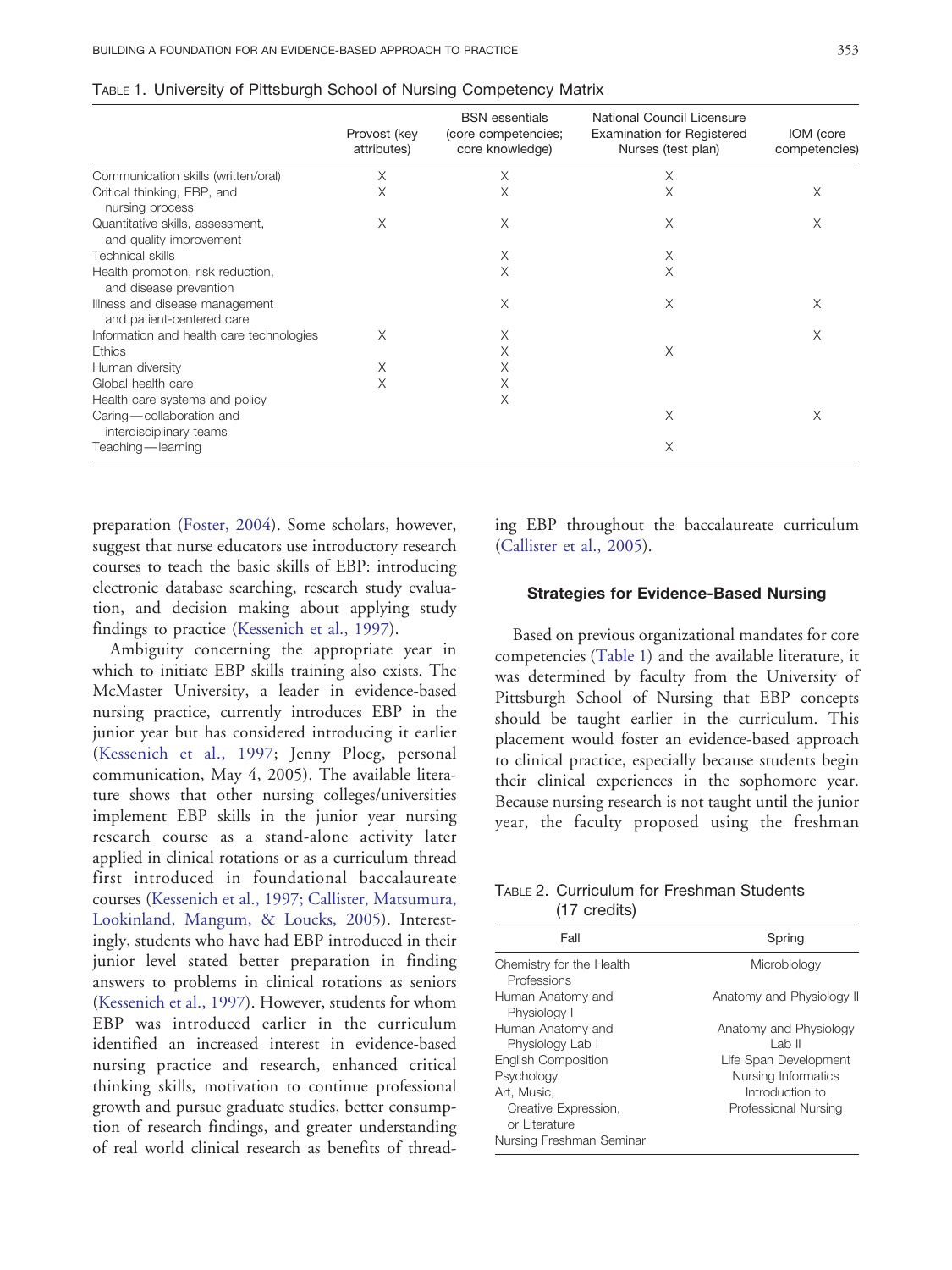TABLE 1. University of Pittsburgh School of Nursing Competency Matrix

| | Provost (key attributes) | BSN essentials (core competencies; core knowledge) | National Council Licensure Examination for Registered Nurses (test plan) | IOM (core competencies) |
|---|---|---|---|---|
| Communication skills (written/oral) | X | X | X | |
| Critical thinking, EBP, and nursing process | X | X | X | X |
| Quantitative skills, assessment, and quality improvement | X | X | X | X |
| Technical skills | | X | X | |
| Health promotion, risk reduction, and disease prevention | | X | X | |
| Illness and disease management and patient-centered care | | X | X | X |
| Information and health care technologies | X | X | | X |
| Ethics | | X | X | |
| Human diversity | X | X | | |
| Global health care | X | X | | |
| Health care systems and policy | | X | | |
| Caring—collaboration and interdisciplinary teams | | | X | X |
| Teaching—learning | | | X | |

preparation (Foster, 2004). Some scholars, however, suggest that nurse educators use introductory research courses to teach the basic skills of EBP: introducing electronic database searching, research study evaluation, and decision making about applying study findings to practice (Kessenich et al., 1997).

Ambiguity concerning the appropriate year in which to initiate EBP skills training also exists. The McMaster University, a leader in evidence-based nursing practice, currently introduces EBP in the junior year but has considered introducing it earlier (Kessenich et al., 1997; Jenny Ploeg, personal communication, May 4, 2005). The available literature shows that other nursing colleges/universities implement EBP skills in the junior year nursing research course as a stand-alone activity later applied in clinical rotations or as a curriculum thread first introduced in foundational baccalaureate courses (Kessenich et al., 1997; Callister, Matsumura, Lookinland, Mangum, & Loucks, 2005). Interestingly, students who have had EBP introduced in their junior level stated better preparation in finding answers to problems in clinical rotations as seniors (Kessenich et al., 1997). However, students for whom EBP was introduced earlier in the curriculum identified an increased interest in evidence-based nursing practice and research, enhanced critical thinking skills, motivation to continue professional growth and pursue graduate studies, better consumption of research findings, and greater understanding of real world clinical research as benefits of threading EBP throughout the baccalaureate curriculum (Callister et al., 2005).

## Strategies for Evidence-Based Nursing

Based on previous organizational mandates for core competencies (Table 1) and the available literature, it was determined by faculty from the University of Pittsburgh School of Nursing that EBP concepts should be taught earlier in the curriculum. This placement would foster an evidence-based approach to clinical practice, especially because students begin their clinical experiences in the sophomore year. Because nursing research is not taught until the junior year, the faculty proposed using the freshman

TABLE 2. Curriculum for Freshman Students (17 credits)

| Fall | Spring |
|---|---|
| Chemistry for the Health Professions | Microbiology |
| Human Anatomy and Physiology I | Anatomy and Physiology II |
| Human Anatomy and Physiology Lab I | Anatomy and Physiology Lab II |
| English Composition | Life Span Development |
| Psychology | Nursing Informatics |
| Art, Music, Creative Expression, or Literature | Introduction to Professional Nursing |
| Nursing Freshman Seminar | |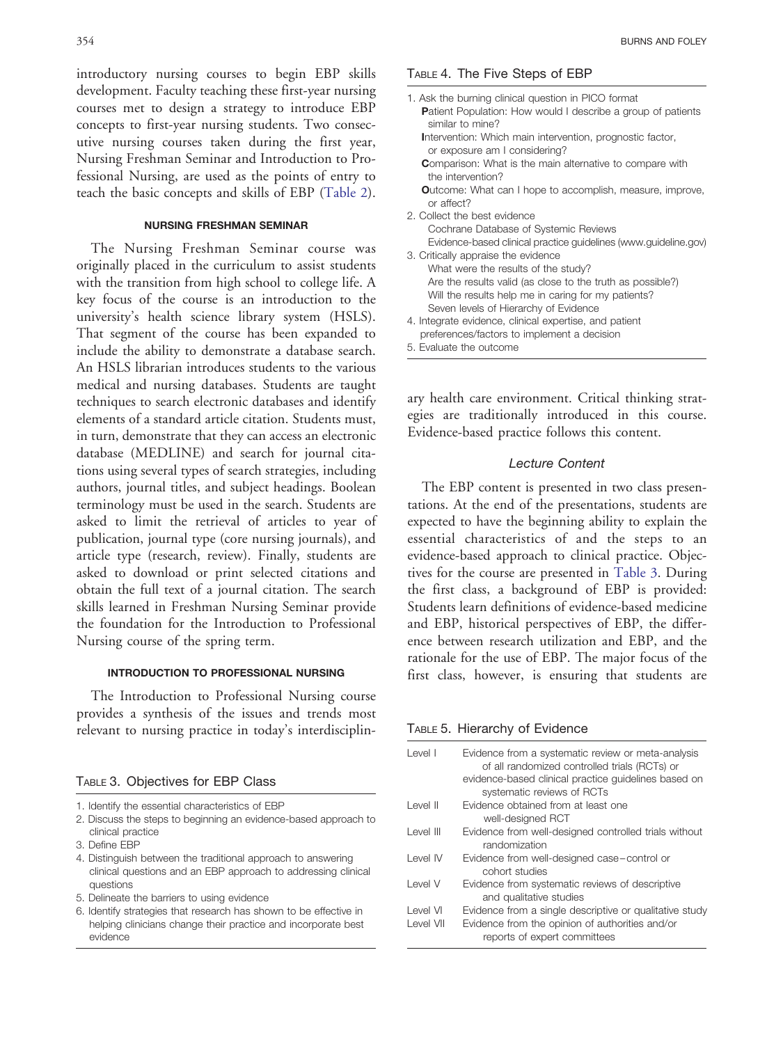introductory nursing courses to begin EBP skills development. Faculty teaching these first-year nursing courses met to design a strategy to introduce EBP concepts to first-year nursing students. Two consecutive nursing courses taken during the first year, Nursing Freshman Seminar and Introduction to Professional Nursing, are used as the points of entry to teach the basic concepts and skills of EBP (Table 2).

## NURSING FRESHMAN SEMINAR

The Nursing Freshman Seminar course was originally placed in the curriculum to assist students with the transition from high school to college life. A key focus of the course is an introduction to the university's health science library system (HSLS). That segment of the course has been expanded to include the ability to demonstrate a database search. An HSLS librarian introduces students to the various medical and nursing databases. Students are taught techniques to search electronic databases and identify elements of a standard article citation. Students must, in turn, demonstrate that they can access an electronic database (MEDLINE) and search for journal citations using several types of search strategies, including authors, journal titles, and subject headings. Boolean terminology must be used in the search. Students are asked to limit the retrieval of articles to year of publication, journal type (core nursing journals), and article type (research, review). Finally, students are asked to download or print selected citations and obtain the full text of a journal citation. The search skills learned in Freshman Nursing Seminar provide the foundation for the Introduction to Professional Nursing course of the spring term.

## INTRODUCTION TO PROFESSIONAL NURSING

The Introduction to Professional Nursing course provides a synthesis of the issues and trends most relevant to nursing practice in today's interdisciplinary health care environment. Critical thinking strategies are traditionally introduced in this course. Evidence-based practice follows this content.

### *Lecture Content*

The EBP content is presented in two class presentations. At the end of the presentations, students are expected to have the beginning ability to explain the essential characteristics of and the steps to an evidence-based approach to clinical practice. Objectives for the course are presented in Table 3. During the first class, a background of EBP is provided: Students learn definitions of evidence-based medicine and EBP, historical perspectives of EBP, the difference between research utilization and EBP, and the rationale for the use of EBP. The major focus of the first class, however, is ensuring that students are

TABLE 3. Objectives for EBP Class

1. Identify the essential characteristics of EBP
2. Discuss the steps to beginning an evidence-based approach to clinical practice
3. Define EBP
4. Distinguish between the traditional approach to answering clinical questions and an EBP approach to addressing clinical questions
5. Delineate the barriers to using evidence
6. Identify strategies that research has shown to be effective in helping clinicians change their practice and incorporate best evidence

TABLE 4. The Five Steps of EBP

1. Ask the burning clinical question in PICO format
   - **P**atient Population: How would I describe a group of patients similar to mine?
   - **I**ntervention: Which main intervention, prognostic factor, or exposure am I considering?
   - **C**omparison: What is the main alternative to compare with the intervention?
   - **O**utcome: What can I hope to accomplish, measure, improve, or affect?
2. Collect the best evidence
   - Cochrane Database of Systemic Reviews
   - Evidence-based clinical practice guidelines (www.guideline.gov)
3. Critically appraise the evidence
   - What were the results of the study?
   - Are the results valid (as close to the truth as possible?)
   - Will the results help me in caring for my patients?
   - Seven levels of Hierarchy of Evidence
4. Integrate evidence, clinical expertise, and patient preferences/factors to implement a decision
5. Evaluate the outcome

TABLE 5. Hierarchy of Evidence

| | |
|---|---|
| Level I | Evidence from a systematic review or meta-analysis of all randomized controlled trials (RCTs) or evidence-based clinical practice guidelines based on systematic reviews of RCTs |
| Level II | Evidence obtained from at least one well-designed RCT |
| Level III | Evidence from well-designed controlled trials without randomization |
| Level IV | Evidence from well-designed case–control or cohort studies |
| Level V | Evidence from systematic reviews of descriptive and qualitative studies |
| Level VI | Evidence from a single descriptive or qualitative study |
| Level VII | Evidence from the opinion of authorities and/or reports of expert committees |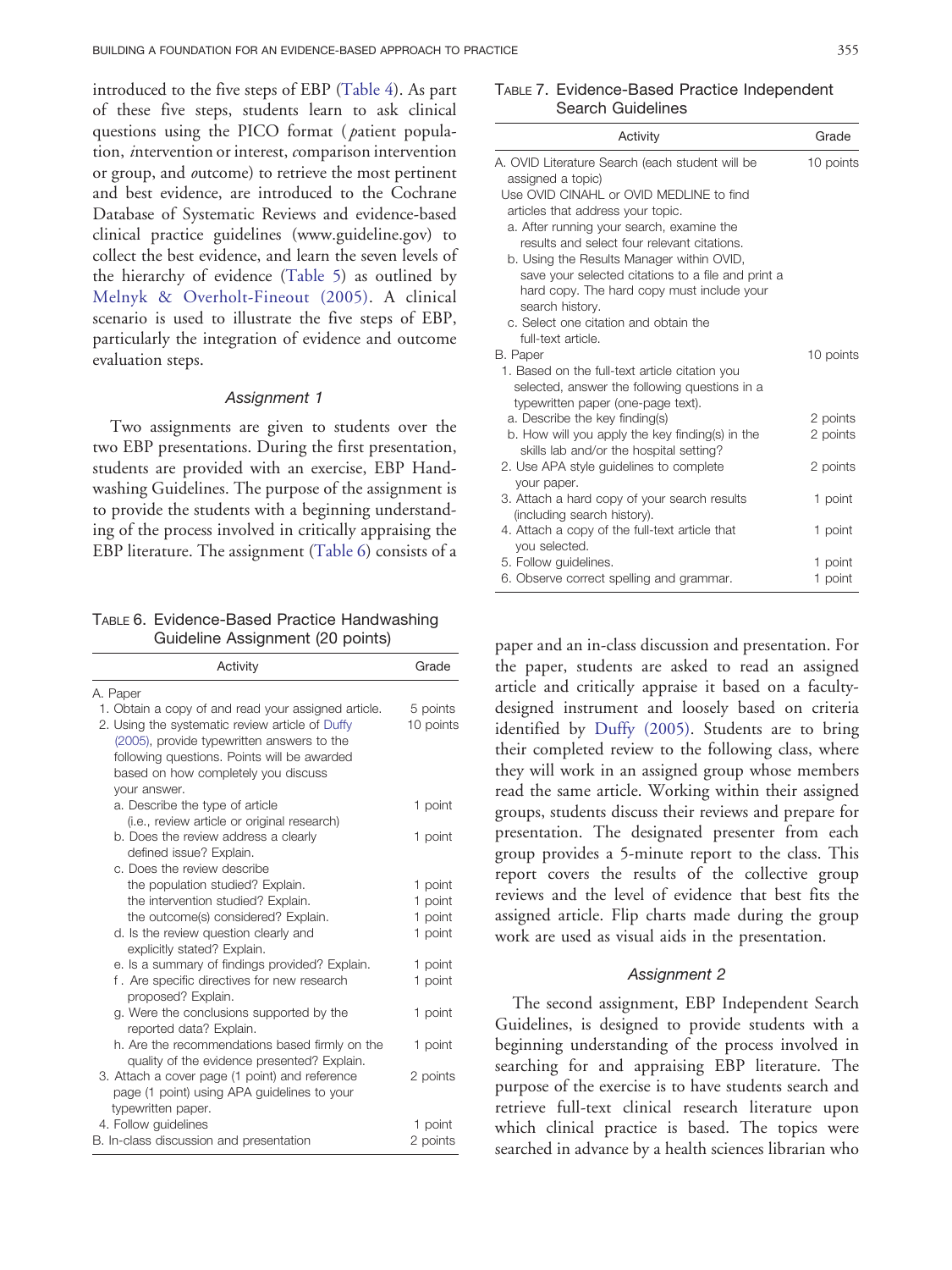introduced to the five steps of EBP (Table 4). As part of these five steps, students learn to ask clinical questions using the PICO format (*p*atient population, *i*ntervention or interest, *c*omparison intervention or group, and *o*utcome) to retrieve the most pertinent and best evidence, are introduced to the Cochrane Database of Systematic Reviews and evidence-based clinical practice guidelines (www.guideline.gov) to collect the best evidence, and learn the seven levels of the hierarchy of evidence (Table 5) as outlined by Melnyk & Overholt-Fineout (2005). A clinical scenario is used to illustrate the five steps of EBP, particularly the integration of evidence and outcome evaluation steps.

### *Assignment 1*

Two assignments are given to students over the two EBP presentations. During the first presentation, students are provided with an exercise, EBP Handwashing Guidelines. The purpose of the assignment is to provide the students with a beginning understanding of the process involved in critically appraising the EBP literature. The assignment (Table 6) consists of a paper and an in-class discussion and presentation. For the paper, students are asked to read an assigned article and critically appraise it based on a faculty-designed instrument and loosely based on criteria identified by Duffy (2005). Students are to bring their completed review to the following class, where they will work in an assigned group whose members read the same article. Working within their assigned groups, students discuss their reviews and prepare for presentation. The designated presenter from each group provides a 5-minute report to the class. This report covers the results of the collective group reviews and the level of evidence that best fits the assigned article. Flip charts made during the group work are used as visual aids in the presentation.

TABLE 6. Evidence-Based Practice Handwashing Guideline Assignment (20 points)

| Activity | Grade |
|---|---|
| A. Paper | |
| 1. Obtain a copy of and read your assigned article. | 5 points |
| 2. Using the systematic review article of Duffy (2005), provide typewritten answers to the following questions. Points will be awarded based on how completely you discuss your answer. | 10 points |
| a. Describe the type of article (i.e., review article or original research) | 1 point |
| b. Does the review address a clearly defined issue? Explain. | 1 point |
| c. Does the review describe | |
| the population studied? Explain. | 1 point |
| the intervention studied? Explain. | 1 point |
| the outcome(s) considered? Explain. | 1 point |
| d. Is the review question clearly and explicitly stated? Explain. | 1 point |
| e. Is a summary of findings provided? Explain. | 1 point |
| f. Are specific directives for new research proposed? Explain. | 1 point |
| g. Were the conclusions supported by the reported data? Explain. | 1 point |
| h. Are the recommendations based firmly on the quality of the evidence presented? Explain. | 1 point |
| 3. Attach a cover page (1 point) and reference page (1 point) using APA guidelines to your typewritten paper. | 2 points |
| 4. Follow guidelines | 1 point |
| B. In-class discussion and presentation | 2 points |

TABLE 7. Evidence-Based Practice Independent Search Guidelines

| Activity | Grade |
|---|---|
| A. OVID Literature Search (each student will be assigned a topic) Use OVID CINAHL or OVID MEDLINE to find articles that address your topic. | 10 points |
| a. After running your search, examine the results and select four relevant citations. | |
| b. Using the Results Manager within OVID, save your selected citations to a file and print a hard copy. The hard copy must include your search history. | |
| c. Select one citation and obtain the full-text article. | |
| B. Paper | 10 points |
| 1. Based on the full-text article citation you selected, answer the following questions in a typewritten paper (one-page text). | |
| a. Describe the key finding(s) | 2 points |
| b. How will you apply the key finding(s) in the skills lab and/or the hospital setting? | 2 points |
| 2. Use APA style guidelines to complete your paper. | 2 points |
| 3. Attach a hard copy of your search results (including search history). | 1 point |
| 4. Attach a copy of the full-text article that you selected. | 1 point |
| 5. Follow guidelines. | 1 point |
| 6. Observe correct spelling and grammar. | 1 point |

### *Assignment 2*

The second assignment, EBP Independent Search Guidelines, is designed to provide students with a beginning understanding of the process involved in searching for and appraising EBP literature. The purpose of the exercise is to have students search and retrieve full-text clinical research literature upon which clinical practice is based. The topics were searched in advance by a health sciences librarian who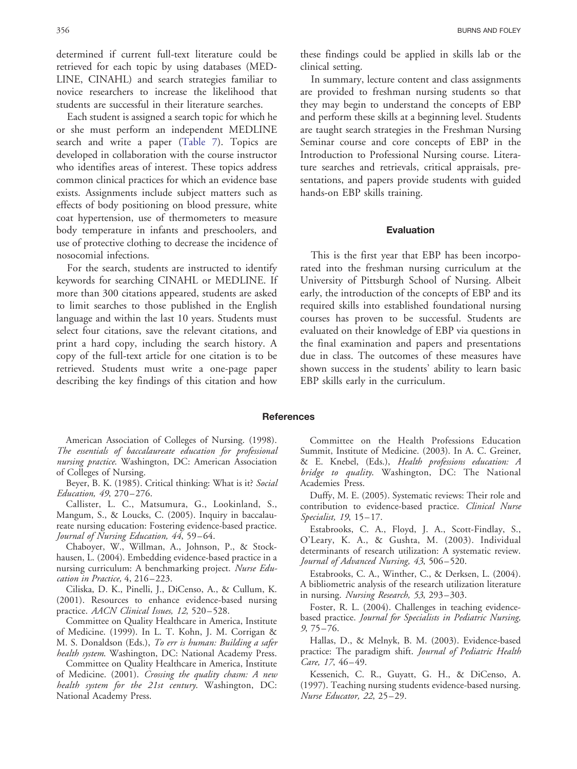determined if current full-text literature could be retrieved for each topic by using databases (MEDLINE, CINAHL) and search strategies familiar to novice researchers to increase the likelihood that students are successful in their literature searches.

Each student is assigned a search topic for which he or she must perform an independent MEDLINE search and write a paper (Table 7). Topics are developed in collaboration with the course instructor who identifies areas of interest. These topics address common clinical practices for which an evidence base exists. Assignments include subject matters such as effects of body positioning on blood pressure, white coat hypertension, use of thermometers to measure body temperature in infants and preschoolers, and use of protective clothing to decrease the incidence of nosocomial infections.

For the search, students are instructed to identify keywords for searching CINAHL or MEDLINE. If more than 300 citations appeared, students are asked to limit searches to those published in the English language and within the last 10 years. Students must select four citations, save the relevant citations, and print a hard copy, including the search history. A copy of the full-text article for one citation is to be retrieved. Students must write a one-page paper describing the key findings of this citation and how these findings could be applied in skills lab or the clinical setting.

In summary, lecture content and class assignments are provided to freshman nursing students so that they may begin to understand the concepts of EBP and perform these skills at a beginning level. Students are taught search strategies in the Freshman Nursing Seminar course and core concepts of EBP in the Introduction to Professional Nursing course. Literature searches and retrievals, critical appraisals, presentations, and papers provide students with guided hands-on EBP skills training.

## Evaluation

This is the first year that EBP has been incorporated into the freshman nursing curriculum at the University of Pittsburgh School of Nursing. Albeit early, the introduction of the concepts of EBP and its required skills into established foundational nursing courses has proven to be successful. Students are evaluated on their knowledge of EBP via questions in the final examination and papers and presentations due in class. The outcomes of these measures have shown success in the students' ability to learn basic EBP skills early in the curriculum.

## References

American Association of Colleges of Nursing. (1998). *The essentials of baccalaureate education for professional nursing practice*. Washington, DC: American Association of Colleges of Nursing.

Beyer, B. K. (1985). Critical thinking: What is it? *Social Education, 49*, 270–276.

Callister, L. C., Matsumura, G., Lookinland, S., Mangum, S., & Loucks, C. (2005). Inquiry in baccalaureate nursing education: Fostering evidence-based practice. *Journal of Nursing Education, 44*, 59–64.

Chaboyer, W., Willman, A., Johnson, P., & Stockhausen, L. (2004). Embedding evidence-based practice in a nursing curriculum: A benchmarking project. *Nurse Education in Practice,* 4, 216–223.

Ciliska, D. K., Pinelli, J., DiCenso, A., & Cullum, K. (2001). Resources to enhance evidence-based nursing practice. *AACN Clinical Issues, 12*, 520–528.

Committee on Quality Healthcare in America, Institute of Medicine. (1999). In L. T. Kohn, J. M. Corrigan & M. S. Donaldson (Eds.), *To err is human: Building a safer health system*. Washington, DC: National Academy Press.

Committee on Quality Healthcare in America, Institute of Medicine. (2001). *Crossing the quality chasm: A new health system for the 21st century*. Washington, DC: National Academy Press.

Committee on the Health Professions Education Summit, Institute of Medicine. (2003). In A. C. Greiner, & E. Knebel, (Eds.), *Health professions education: A bridge to quality*. Washington, DC: The National Academies Press.

Duffy, M. E. (2005). Systematic reviews: Their role and contribution to evidence-based practice. *Clinical Nurse Specialist, 19*, 15–17.

Estabrooks, C. A., Floyd, J. A., Scott-Findlay, S., O'Leary, K. A., & Gushta, M. (2003). Individual determinants of research utilization: A systematic review. *Journal of Advanced Nursing, 43*, 506–520.

Estabrooks, C. A., Winther, C., & Derksen, L. (2004). A bibliometric analysis of the research utilization literature in nursing. *Nursing Research, 53*, 293–303.

Foster, R. L. (2004). Challenges in teaching evidence-based practice. *Journal for Specialists in Pediatric Nursing, 9*, 75–76.

Hallas, D., & Melnyk, B. M. (2003). Evidence-based practice: The paradigm shift. *Journal of Pediatric Health Care, 17*, 46–49.

Kessenich, C. R., Guyatt, G. H., & DiCenso, A. (1997). Teaching nursing students evidence-based nursing. *Nurse Educator, 22*, 25–29.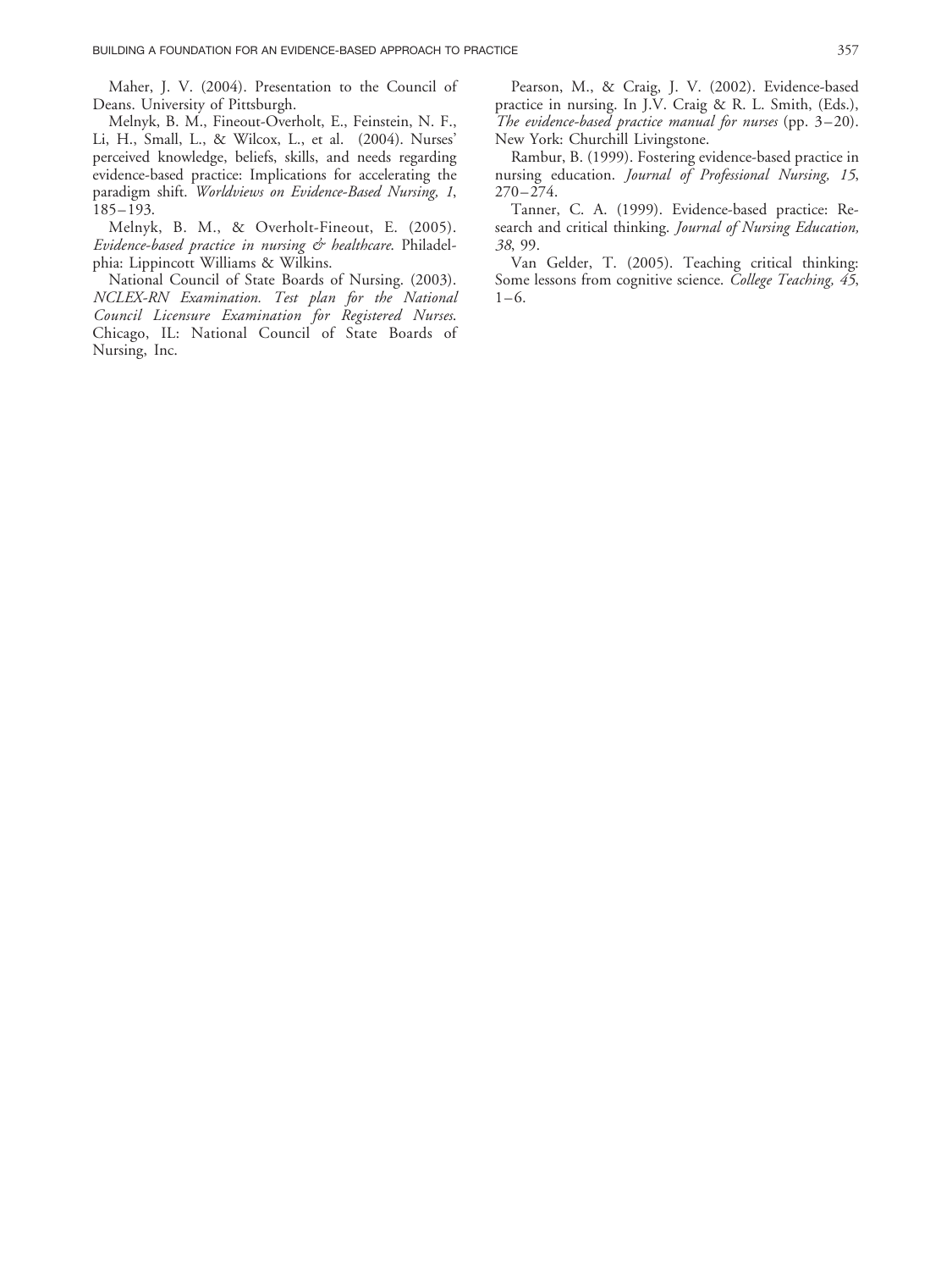Maher, J. V. (2004). Presentation to the Council of Deans. University of Pittsburgh.

Melnyk, B. M., Fineout-Overholt, E., Feinstein, N. F., Li, H., Small, L., & Wilcox, L., et al. (2004). Nurses' perceived knowledge, beliefs, skills, and needs regarding evidence-based practice: Implications for accelerating the paradigm shift. *Worldviews on Evidence-Based Nursing, 1*, 185–193.

Melnyk, B. M., & Overholt-Fineout, E. (2005). *Evidence-based practice in nursing & healthcare*. Philadelphia: Lippincott Williams & Wilkins.

National Council of State Boards of Nursing. (2003). *NCLEX-RN Examination. Test plan for the National Council Licensure Examination for Registered Nurses*. Chicago, IL: National Council of State Boards of Nursing, Inc.

Pearson, M., & Craig, J. V. (2002). Evidence-based practice in nursing. In J.V. Craig & R. L. Smith, (Eds.), *The evidence-based practice manual for nurses* (pp. 3–20). New York: Churchill Livingstone.

Rambur, B. (1999). Fostering evidence-based practice in nursing education. *Journal of Professional Nursing, 15*, 270–274.

Tanner, C. A. (1999). Evidence-based practice: Research and critical thinking. *Journal of Nursing Education, 38*, 99.

Van Gelder, T. (2005). Teaching critical thinking: Some lessons from cognitive science. *College Teaching, 45*, 1–6.